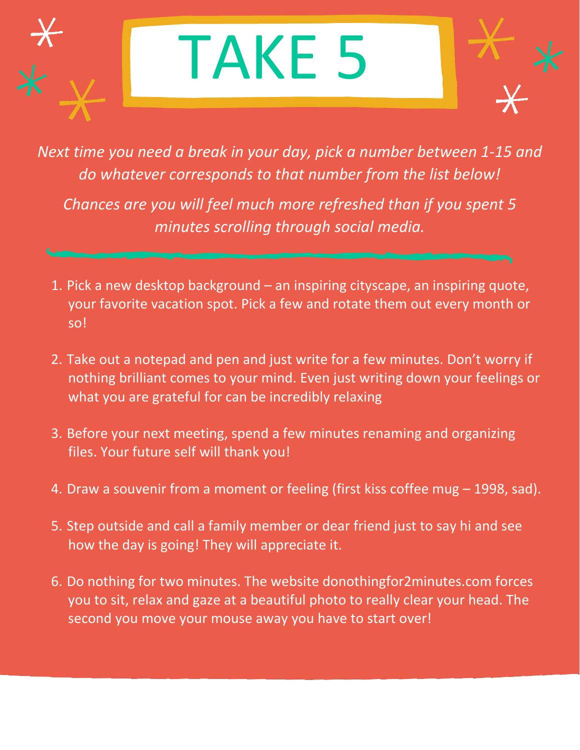# TAKE 5

*Next time you need a break in your day, pick a number between 1-15 and do whatever corresponds to that number from the list below!*

*Chances are you will feel much more refreshed than if you spent 5 minutes scrolling through social media.*

1. Pick a new desktop background – an inspiring cityscape, an inspiring quote, your favorite vacation spot. Pick a few and rotate them out every month or so!

2. Take out a notepad and pen and just write for a few minutes. Don't worry if nothing brilliant comes to your mind. Even just writing down your feelings or what you are grateful for can be incredibly relaxing

3. Before your next meeting, spend a few minutes renaming and organizing files. Your future self will thank you!

4. Draw a souvenir from a moment or feeling (first kiss coffee mug – 1998, sad).

5. Step outside and call a family member or dear friend just to say hi and see how the day is going! They will appreciate it.

6. Do nothing for two minutes. The website donothingfor2minutes.com forces you to sit, relax and gaze at a beautiful photo to really clear your head. The second you move your mouse away you have to start over!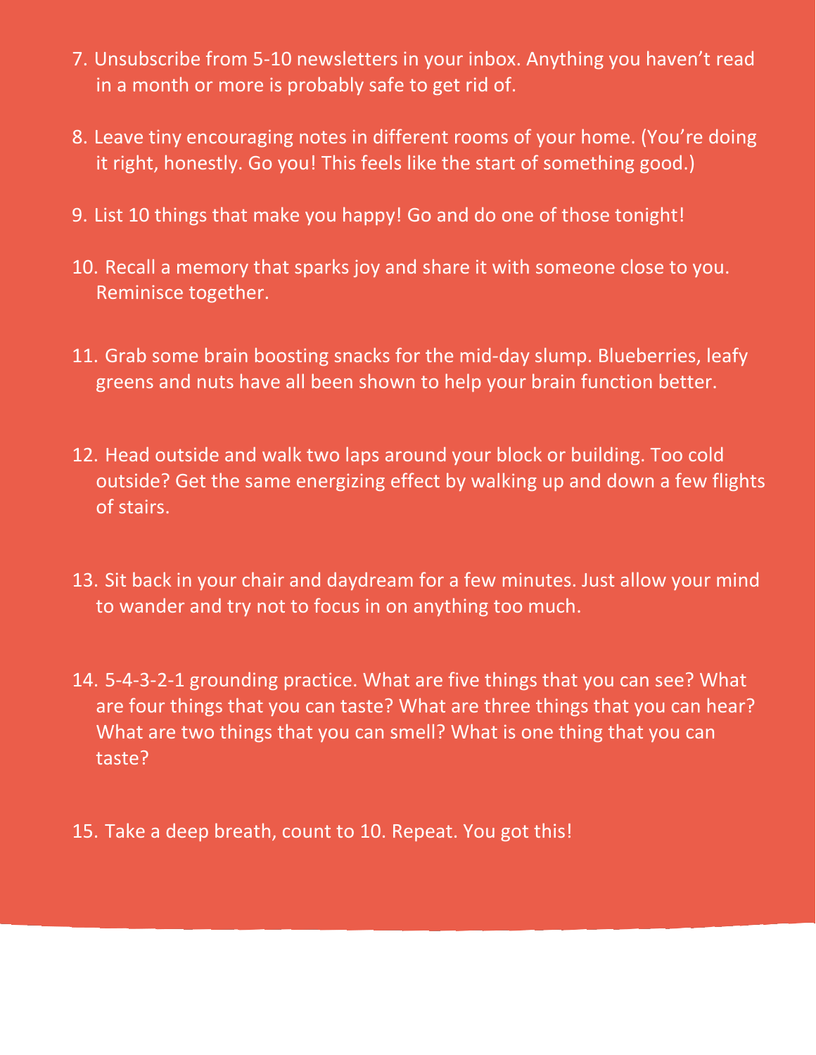7. Unsubscribe from 5-10 newsletters in your inbox. Anything you haven't read in a month or more is probably safe to get rid of.

8. Leave tiny encouraging notes in different rooms of your home. (You're doing it right, honestly. Go you! This feels like the start of something good.)

9. List 10 things that make you happy! Go and do one of those tonight!

10. Recall a memory that sparks joy and share it with someone close to you. Reminisce together.

11. Grab some brain boosting snacks for the mid-day slump. Blueberries, leafy greens and nuts have all been shown to help your brain function better.

12. Head outside and walk two laps around your block or building. Too cold outside? Get the same energizing effect by walking up and down a few flights of stairs.

13. Sit back in your chair and daydream for a few minutes. Just allow your mind to wander and try not to focus in on anything too much.

14. 5-4-3-2-1 grounding practice. What are five things that you can see? What are four things that you can taste? What are three things that you can hear? What are two things that you can smell? What is one thing that you can taste?

15. Take a deep breath, count to 10. Repeat. You got this!